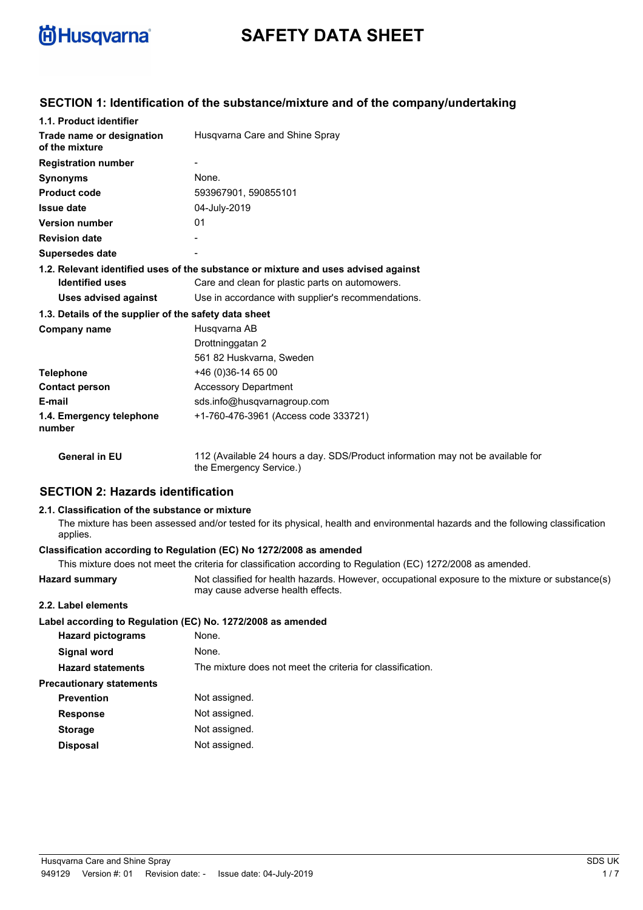Husqvarna

# SAFETY DATA SHEET

## SECTION 1: Identification of the substance/mixture and of the company/undertaking

### 1.1. Product identifier

| | |
|---|---|
| **Trade name or designation of the mixture** | Husqvarna Care and Shine Spray |
| **Registration number** | - |
| **Synonyms** | None. |
| **Product code** | 593967901, 590855101 |
| **Issue date** | 04-July-2019 |
| **Version number** | 01 |
| **Revision date** | - |
| **Supersedes date** | - |

### 1.2. Relevant identified uses of the substance or mixture and uses advised against

| | |
|---|---|
| **Identified uses** | Care and clean for plastic parts on automowers. |
| **Uses advised against** | Use in accordance with supplier's recommendations. |

### 1.3. Details of the supplier of the safety data sheet

| | |
|---|---|
| **Company name** | Husqvarna AB<br>Drottninggatan 2<br>561 82 Huskvarna, Sweden |
| **Telephone** | +46 (0)36-14 65 00 |
| **Contact person** | Accessory Department |
| **E-mail** | sds.info@husqvarnagroup.com |
| **1.4. Emergency telephone number** | +1-760-476-3961 (Access code 333721) |
| **General in EU** | 112 (Available 24 hours a day. SDS/Product information may not be available for the Emergency Service.) |

## SECTION 2: Hazards identification

### 2.1. Classification of the substance or mixture

The mixture has been assessed and/or tested for its physical, health and environmental hazards and the following classification applies.

**Classification according to Regulation (EC) No 1272/2008 as amended**

This mixture does not meet the criteria for classification according to Regulation (EC) 1272/2008 as amended.

| | |
|---|---|
| **Hazard summary** | Not classified for health hazards. However, occupational exposure to the mixture or substance(s) may cause adverse health effects. |

### 2.2. Label elements

**Label according to Regulation (EC) No. 1272/2008 as amended**

| | |
|---|---|
| **Hazard pictograms** | None. |
| **Signal word** | None. |
| **Hazard statements** | The mixture does not meet the criteria for classification. |

**Precautionary statements**

| | |
|---|---|
| **Prevention** | Not assigned. |
| **Response** | Not assigned. |
| **Storage** | Not assigned. |
| **Disposal** | Not assigned. |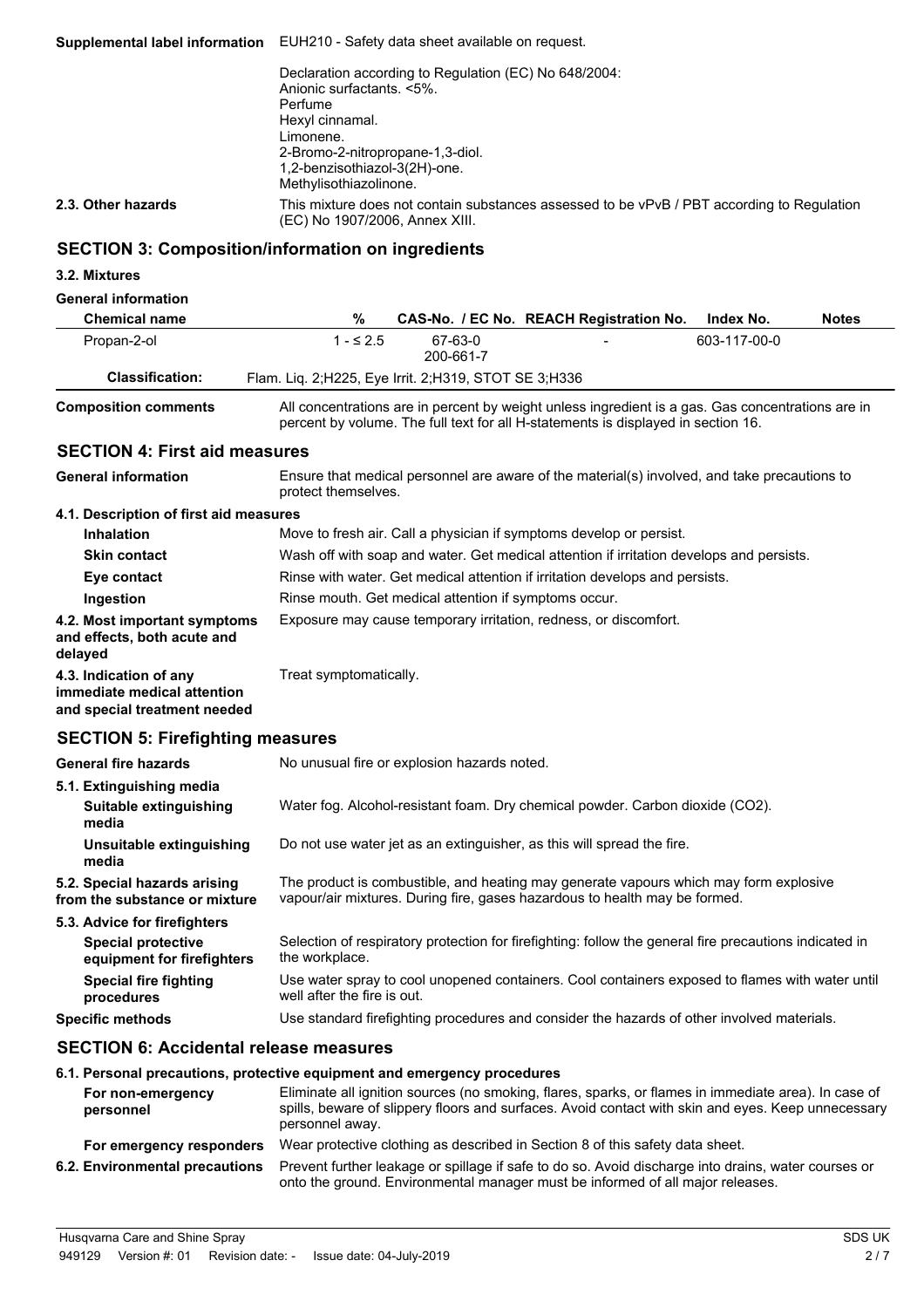| | |
|---|---|
| **Supplemental label information** | EUH210 - Safety data sheet available on request. |
| | Declaration according to Regulation (EC) No 648/2004:<br>Anionic surfactants. <5%.<br>Perfume<br>Hexyl cinnamal.<br>Limonene.<br>2-Bromo-2-nitropropane-1,3-diol.<br>1,2-benzisothiazol-3(2H)-one.<br>Methylisothiazolinone. |
| **2.3. Other hazards** | This mixture does not contain substances assessed to be vPvB / PBT according to Regulation (EC) No 1907/2006, Annex XIII. |

## SECTION 3: Composition/information on ingredients

### 3.2. Mixtures

**General information**

| Chemical name | % | CAS-No. / EC No. | REACH Registration No. | Index No. | Notes |
|---|---|---|---|---|---|
| Propan-2-ol | 1 - ≤ 2.5 | 67-63-0<br>200-661-7 | - | 603-117-00-0 | |
| **Classification:** | Flam. Liq. 2;H225, Eye Irrit. 2;H319, STOT SE 3;H336 | | | | |

| | |
|---|---|
| **Composition comments** | All concentrations are in percent by weight unless ingredient is a gas. Gas concentrations are in percent by volume. The full text for all H-statements is displayed in section 16. |

## SECTION 4: First aid measures

| | |
|---|---|
| **General information** | Ensure that medical personnel are aware of the material(s) involved, and take precautions to protect themselves. |
| **4.1. Description of first aid measures** | |
| **Inhalation** | Move to fresh air. Call a physician if symptoms develop or persist. |
| **Skin contact** | Wash off with soap and water. Get medical attention if irritation develops and persists. |
| **Eye contact** | Rinse with water. Get medical attention if irritation develops and persists. |
| **Ingestion** | Rinse mouth. Get medical attention if symptoms occur. |
| **4.2. Most important symptoms and effects, both acute and delayed** | Exposure may cause temporary irritation, redness, or discomfort. |
| **4.3. Indication of any immediate medical attention and special treatment needed** | Treat symptomatically. |

## SECTION 5: Firefighting measures

| | |
|---|---|
| **General fire hazards** | No unusual fire or explosion hazards noted. |
| **5.1. Extinguishing media** | |
| **Suitable extinguishing media** | Water fog. Alcohol-resistant foam. Dry chemical powder. Carbon dioxide ($CO_2$). |
| **Unsuitable extinguishing media** | Do not use water jet as an extinguisher, as this will spread the fire. |
| **5.2. Special hazards arising from the substance or mixture** | The product is combustible, and heating may generate vapours which may form explosive vapour/air mixtures. During fire, gases hazardous to health may be formed. |
| **5.3. Advice for firefighters** | |
| **Special protective equipment for firefighters** | Selection of respiratory protection for firefighting: follow the general fire precautions indicated in the workplace. |
| **Special fire fighting procedures** | Use water spray to cool unopened containers. Cool containers exposed to flames with water until well after the fire is out. |
| **Specific methods** | Use standard firefighting procedures and consider the hazards of other involved materials. |

## SECTION 6: Accidental release measures

| | |
|---|---|
| **6.1. Personal precautions, protective equipment and emergency procedures** | |
| **For non-emergency personnel** | Eliminate all ignition sources (no smoking, flares, sparks, or flames in immediate area). In case of spills, beware of slippery floors and surfaces. Avoid contact with skin and eyes. Keep unnecessary personnel away. |
| **For emergency responders** | Wear protective clothing as described in Section 8 of this safety data sheet. |
| **6.2. Environmental precautions** | Prevent further leakage or spillage if safe to do so. Avoid discharge into drains, water courses or onto the ground. Environmental manager must be informed of all major releases. |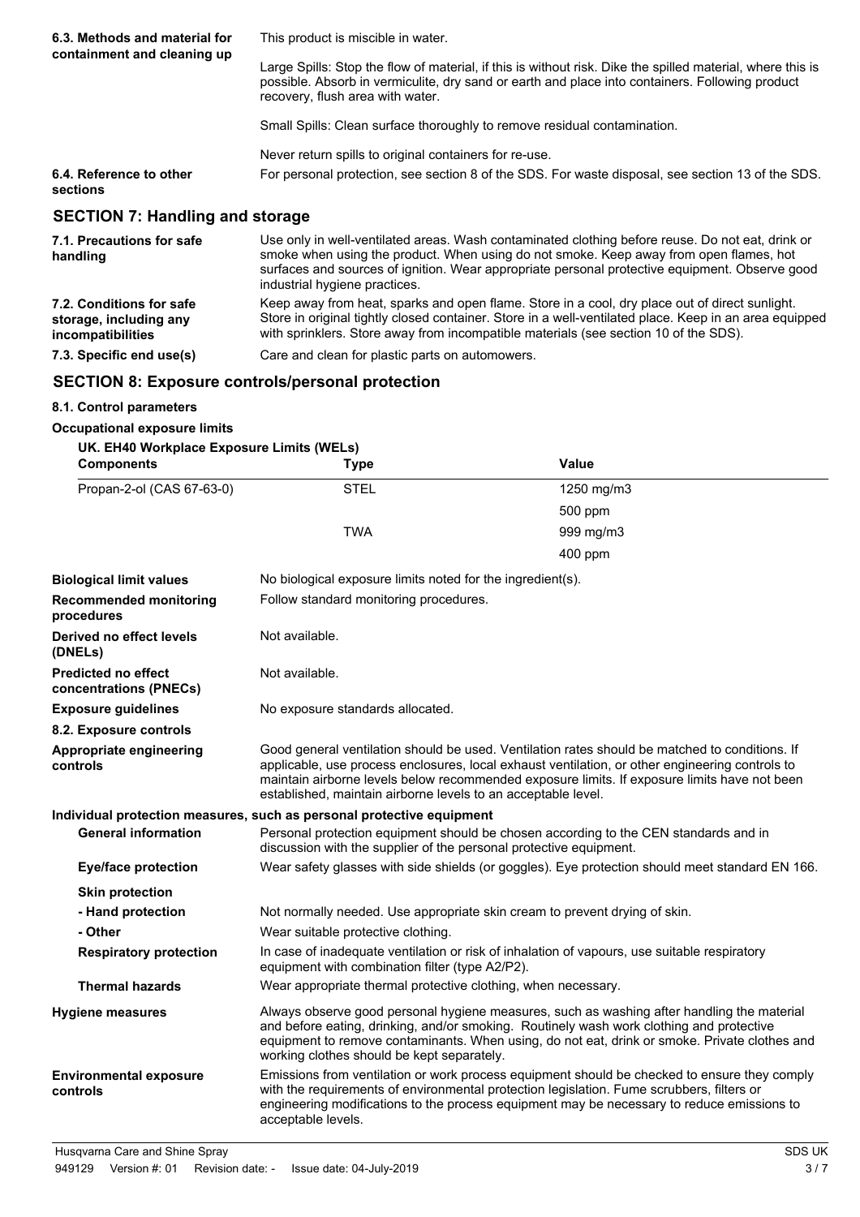**6.3. Methods and material for containment and cleaning up**

This product is miscible in water.

Large Spills: Stop the flow of material, if this is without risk. Dike the spilled material, where this is possible. Absorb in vermiculite, dry sand or earth and place into containers. Following product recovery, flush area with water.

Small Spills: Clean surface thoroughly to remove residual contamination.

Never return spills to original containers for re-use.

**6.4. Reference to other sections**

For personal protection, see section 8 of the SDS. For waste disposal, see section 13 of the SDS.

## SECTION 7: Handling and storage

**7.1. Precautions for safe handling**

Use only in well-ventilated areas. Wash contaminated clothing before reuse. Do not eat, drink or smoke when using the product. When using do not smoke. Keep away from open flames, hot surfaces and sources of ignition. Wear appropriate personal protective equipment. Observe good industrial hygiene practices.

**7.2. Conditions for safe storage, including any incompatibilities**

Keep away from heat, sparks and open flame. Store in a cool, dry place out of direct sunlight. Store in original tightly closed container. Store in a well-ventilated place. Keep in an area equipped with sprinklers. Store away from incompatible materials (see section 10 of the SDS).

**7.3. Specific end use(s)**

Care and clean for plastic parts on automowers.

## SECTION 8: Exposure controls/personal protection

### 8.1. Control parameters

**Occupational exposure limits**

**UK. EH40 Workplace Exposure Limits (WELs)**

| Components | Type | Value |
|---|---|---|
| Propan-2-ol (CAS 67-63-0) | STEL | 1250 mg/m3 |
| | | 500 ppm |
| | TWA | 999 mg/m3 |
| | | 400 ppm |

**Biological limit values**

No biological exposure limits noted for the ingredient(s).

**Recommended monitoring procedures**

Follow standard monitoring procedures.

**Derived no effect levels (DNELs)**

Not available.

**Predicted no effect concentrations (PNECs)**

Not available.

**Exposure guidelines**

No exposure standards allocated.

### 8.2. Exposure controls

**Appropriate engineering controls**

Good general ventilation should be used. Ventilation rates should be matched to conditions. If applicable, use process enclosures, local exhaust ventilation, or other engineering controls to maintain airborne levels below recommended exposure limits. If exposure limits have not been established, maintain airborne levels to an acceptable level.

**Individual protection measures, such as personal protective equipment**

**General information**

Personal protection equipment should be chosen according to the CEN standards and in discussion with the supplier of the personal protective equipment.

**Eye/face protection**

Wear safety glasses with side shields (or goggles). Eye protection should meet standard EN 166.

**Skin protection**

**- Hand protection**

Not normally needed. Use appropriate skin cream to prevent drying of skin.

**- Other**

Wear suitable protective clothing.

**Respiratory protection**

In case of inadequate ventilation or risk of inhalation of vapours, use suitable respiratory equipment with combination filter (type A2/P2).

**Thermal hazards**

Wear appropriate thermal protective clothing, when necessary.

**Hygiene measures**

Always observe good personal hygiene measures, such as washing after handling the material and before eating, drinking, and/or smoking. Routinely wash work clothing and protective equipment to remove contaminants. When using, do not eat, drink or smoke. Private clothes and working clothes should be kept separately.

**Environmental exposure controls**

Emissions from ventilation or work process equipment should be checked to ensure they comply with the requirements of environmental protection legislation. Fume scrubbers, filters or engineering modifications to the process equipment may be necessary to reduce emissions to acceptable levels.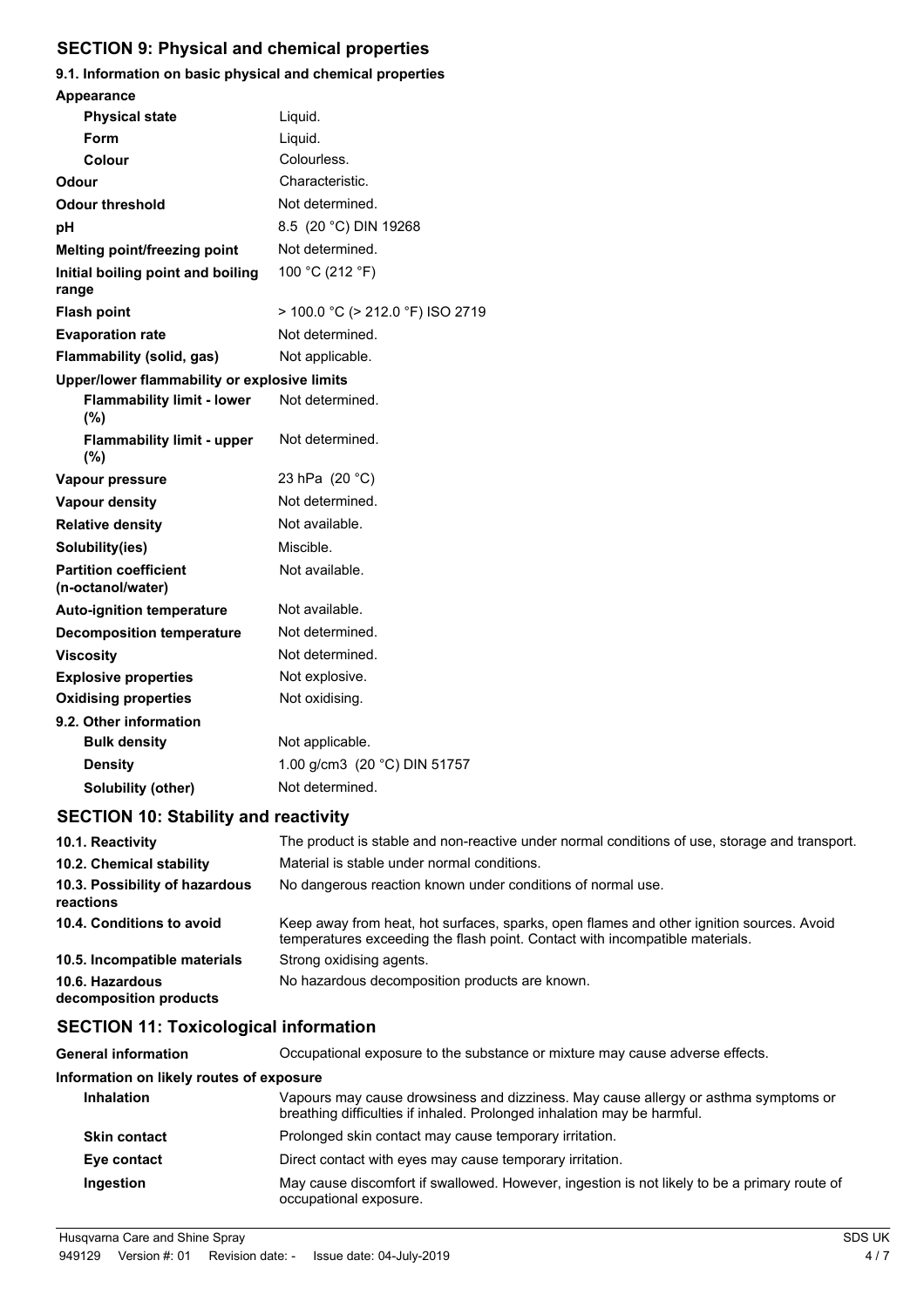## SECTION 9: Physical and chemical properties

### 9.1. Information on basic physical and chemical properties

| Property | Value |
|---|---|
| **Appearance** | |
| **Physical state** | Liquid. |
| **Form** | Liquid. |
| **Colour** | Colourless. |
| **Odour** | Characteristic. |
| **Odour threshold** | Not determined. |
| **pH** | 8.5 (20 °C) DIN 19268 |
| **Melting point/freezing point** | Not determined. |
| **Initial boiling point and boiling range** | 100 °C (212 °F) |
| **Flash point** | > 100.0 °C (> 212.0 °F) ISO 2719 |
| **Evaporation rate** | Not determined. |
| **Flammability (solid, gas)** | Not applicable. |
| **Upper/lower flammability or explosive limits** | |
| **Flammability limit - lower (%)** | Not determined. |
| **Flammability limit - upper (%)** | Not determined. |
| **Vapour pressure** | 23 hPa (20 °C) |
| **Vapour density** | Not determined. |
| **Relative density** | Not available. |
| **Solubility(ies)** | Miscible. |
| **Partition coefficient (n-octanol/water)** | Not available. |
| **Auto-ignition temperature** | Not available. |
| **Decomposition temperature** | Not determined. |
| **Viscosity** | Not determined. |
| **Explosive properties** | Not explosive. |
| **Oxidising properties** | Not oxidising. |

### 9.2. Other information

| Property | Value |
|---|---|
| **Bulk density** | Not applicable. |
| **Density** | 1.00 g/cm3 (20 °C) DIN 51757 |
| **Solubility (other)** | Not determined. |

## SECTION 10: Stability and reactivity

| | |
|---|---|
| **10.1. Reactivity** | The product is stable and non-reactive under normal conditions of use, storage and transport. |
| **10.2. Chemical stability** | Material is stable under normal conditions. |
| **10.3. Possibility of hazardous reactions** | No dangerous reaction known under conditions of normal use. |
| **10.4. Conditions to avoid** | Keep away from heat, hot surfaces, sparks, open flames and other ignition sources. Avoid temperatures exceeding the flash point. Contact with incompatible materials. |
| **10.5. Incompatible materials** | Strong oxidising agents. |
| **10.6. Hazardous decomposition products** | No hazardous decomposition products are known. |

## SECTION 11: Toxicological information

**General information**: Occupational exposure to the substance or mixture may cause adverse effects.

**Information on likely routes of exposure**

| | |
|---|---|
| **Inhalation** | Vapours may cause drowsiness and dizziness. May cause allergy or asthma symptoms or breathing difficulties if inhaled. Prolonged inhalation may be harmful. |
| **Skin contact** | Prolonged skin contact may cause temporary irritation. |
| **Eye contact** | Direct contact with eyes may cause temporary irritation. |
| **Ingestion** | May cause discomfort if swallowed. However, ingestion is not likely to be a primary route of occupational exposure. |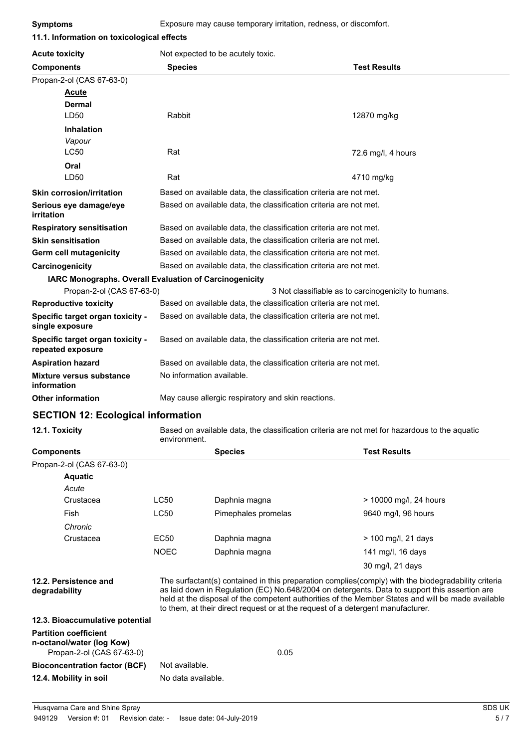**Symptoms** Exposure may cause temporary irritation, redness, or discomfort.

### 11.1. Information on toxicological effects

**Acute toxicity** Not expected to be acutely toxic.

| Components | Species | Test Results |
|---|---|---|
| Propan-2-ol (CAS 67-63-0) | | |
| **Acute** | | |
| **Dermal** | | |
| LD50 | Rabbit | 12870 mg/kg |
| **Inhalation** | | |
| *Vapour* | | |
| LC50 | Rat | 72.6 mg/l, 4 hours |
| **Oral** | | |
| LD50 | Rat | 4710 mg/kg |

**Skin corrosion/irritation** Based on available data, the classification criteria are not met.

**Serious eye damage/eye irritation** Based on available data, the classification criteria are not met.

**Respiratory sensitisation** Based on available data, the classification criteria are not met.

**Skin sensitisation** Based on available data, the classification criteria are not met.

**Germ cell mutagenicity** Based on available data, the classification criteria are not met.

**Carcinogenicity** Based on available data, the classification criteria are not met.

**IARC Monographs. Overall Evaluation of Carcinogenicity**

Propan-2-ol (CAS 67-63-0) 3 Not classifiable as to carcinogenicity to humans.

**Reproductive toxicity** Based on available data, the classification criteria are not met.

**Specific target organ toxicity - single exposure** Based on available data, the classification criteria are not met.

**Specific target organ toxicity - repeated exposure** Based on available data, the classification criteria are not met.

**Aspiration hazard** Based on available data, the classification criteria are not met.

**Mixture versus substance information** No information available.

**Other information** May cause allergic respiratory and skin reactions.

## SECTION 12: Ecological information

**12.1. Toxicity** Based on available data, the classification criteria are not met for hazardous to the aquatic environment.

| Components | | Species | Test Results |
|---|---|---|---|
| Propan-2-ol (CAS 67-63-0) | | | |
| **Aquatic** | | | |
| *Acute* | | | |
| Crustacea | LC50 | Daphnia magna | > 10000 mg/l, 24 hours |
| Fish | LC50 | Pimephales promelas | 9640 mg/l, 96 hours |
| *Chronic* | | | |
| Crustacea | EC50 | Daphnia magna | > 100 mg/l, 21 days |
| | NOEC | Daphnia magna | 141 mg/l, 16 days |
| | | | 30 mg/l, 21 days |

**12.2. Persistence and degradability** The surfactant(s) contained in this preparation complies(comply) with the biodegradability criteria as laid down in Regulation (EC) No.648/2004 on detergents. Data to support this assertion are held at the disposal of the competent authorities of the Member States and will be made available to them, at their direct request or at the request of a detergent manufacturer.

**12.3. Bioaccumulative potential**

**Partition coefficient n-octanol/water (log Kow)**

Propan-2-ol (CAS 67-63-0) 0.05

**Bioconcentration factor (BCF)** Not available.

**12.4. Mobility in soil** No data available.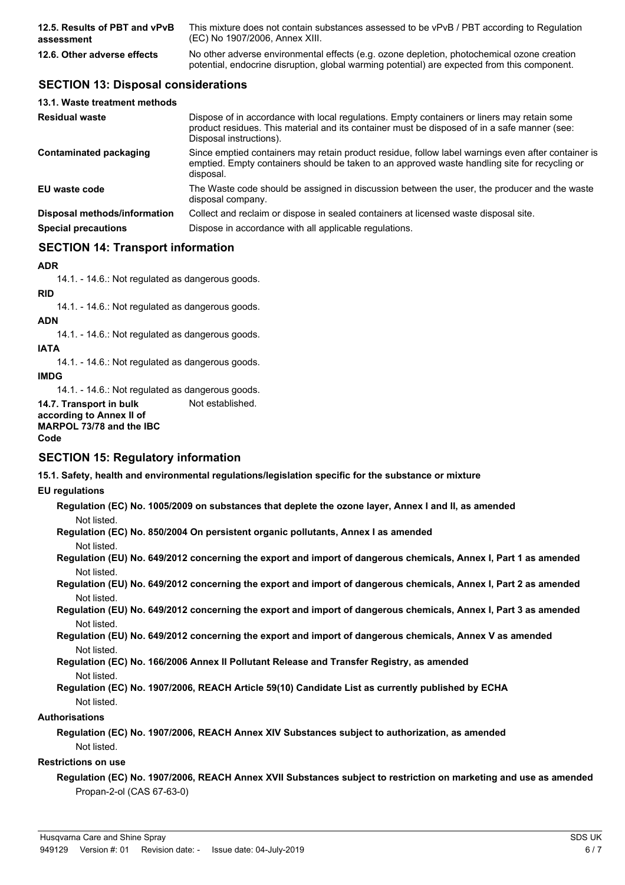| | |
|---|---|
| **12.5. Results of PBT and vPvB assessment** | This mixture does not contain substances assessed to be vPvB / PBT according to Regulation (EC) No 1907/2006, Annex XIII. |
| **12.6. Other adverse effects** | No other adverse environmental effects (e.g. ozone depletion, photochemical ozone creation potential, endocrine disruption, global warming potential) are expected from this component. |

## SECTION 13: Disposal considerations

### 13.1. Waste treatment methods

| | |
|---|---|
| **Residual waste** | Dispose of in accordance with local regulations. Empty containers or liners may retain some product residues. This material and its container must be disposed of in a safe manner (see: Disposal instructions). |
| **Contaminated packaging** | Since emptied containers may retain product residue, follow label warnings even after container is emptied. Empty containers should be taken to an approved waste handling site for recycling or disposal. |
| **EU waste code** | The Waste code should be assigned in discussion between the user, the producer and the waste disposal company. |
| **Disposal methods/information** | Collect and reclaim or dispose in sealed containers at licensed waste disposal site. |
| **Special precautions** | Dispose in accordance with all applicable regulations. |

## SECTION 14: Transport information

**ADR**

14.1. - 14.6.: Not regulated as dangerous goods.

**RID**

14.1. - 14.6.: Not regulated as dangerous goods.

**ADN**

14.1. - 14.6.: Not regulated as dangerous goods.

**IATA**

14.1. - 14.6.: Not regulated as dangerous goods.

**IMDG**

14.1. - 14.6.: Not regulated as dangerous goods.

| | |
|---|---|
| **14.7. Transport in bulk according to Annex II of MARPOL 73/78 and the IBC Code** | Not established. |

## SECTION 15: Regulatory information

**15.1. Safety, health and environmental regulations/legislation specific for the substance or mixture**

**EU regulations**

**Regulation (EC) No. 1005/2009 on substances that deplete the ozone layer, Annex I and II, as amended**
Not listed.

**Regulation (EC) No. 850/2004 On persistent organic pollutants, Annex I as amended**
Not listed.

**Regulation (EU) No. 649/2012 concerning the export and import of dangerous chemicals, Annex I, Part 1 as amended**
Not listed.

**Regulation (EU) No. 649/2012 concerning the export and import of dangerous chemicals, Annex I, Part 2 as amended**
Not listed.

**Regulation (EU) No. 649/2012 concerning the export and import of dangerous chemicals, Annex I, Part 3 as amended**
Not listed.

**Regulation (EU) No. 649/2012 concerning the export and import of dangerous chemicals, Annex V as amended**
Not listed.

**Regulation (EC) No. 166/2006 Annex II Pollutant Release and Transfer Registry, as amended**
Not listed.

**Regulation (EC) No. 1907/2006, REACH Article 59(10) Candidate List as currently published by ECHA**
Not listed.

**Authorisations**

**Regulation (EC) No. 1907/2006, REACH Annex XIV Substances subject to authorization, as amended**
Not listed.

**Restrictions on use**

**Regulation (EC) No. 1907/2006, REACH Annex XVII Substances subject to restriction on marketing and use as amended**
Propan-2-ol (CAS 67-63-0)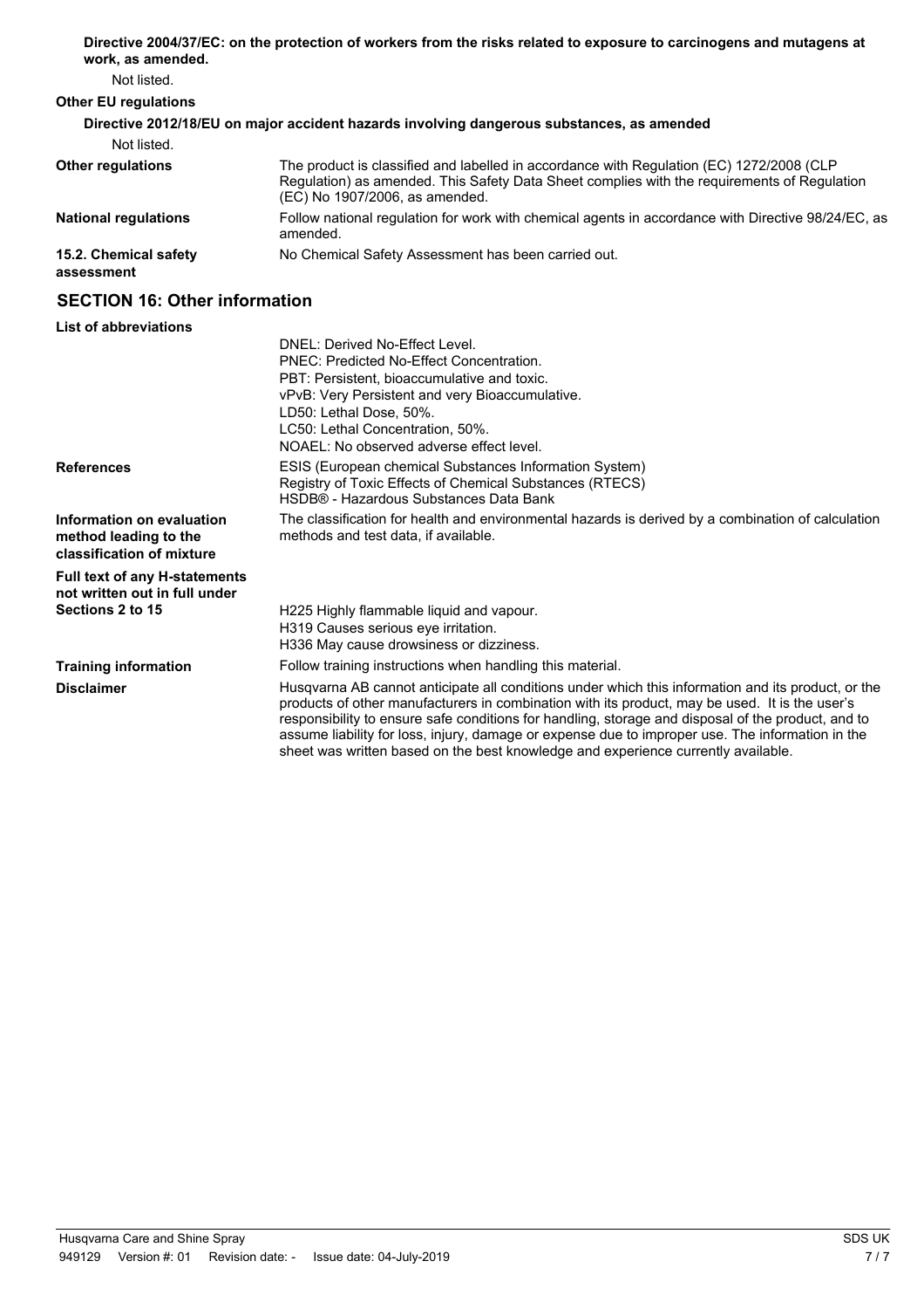**Directive 2004/37/EC: on the protection of workers from the risks related to exposure to carcinogens and mutagens at work, as amended.**

Not listed.

**Other EU regulations**

**Directive 2012/18/EU on major accident hazards involving dangerous substances, as amended**

Not listed.

**Other regulations** The product is classified and labelled in accordance with Regulation (EC) 1272/2008 (CLP Regulation) as amended. This Safety Data Sheet complies with the requirements of Regulation (EC) No 1907/2006, as amended.

**National regulations** Follow national regulation for work with chemical agents in accordance with Directive 98/24/EC, as amended.

**15.2. Chemical safety assessment** No Chemical Safety Assessment has been carried out.

## SECTION 16: Other information

**List of abbreviations**

DNEL: Derived No-Effect Level.
PNEC: Predicted No-Effect Concentration.
PBT: Persistent, bioaccumulative and toxic.
vPvB: Very Persistent and very Bioaccumulative.
LD50: Lethal Dose, 50%.
LC50: Lethal Concentration, 50%.
NOAEL: No observed adverse effect level.

**References**

ESIS (European chemical Substances Information System)
Registry of Toxic Effects of Chemical Substances (RTECS)
HSDB® - Hazardous Substances Data Bank

**Information on evaluation method leading to the classification of mixture** The classification for health and environmental hazards is derived by a combination of calculation methods and test data, if available.

**Full text of any H-statements not written out in full under Sections 2 to 15**

H225 Highly flammable liquid and vapour.
H319 Causes serious eye irritation.
H336 May cause drowsiness or dizziness.

**Training information** Follow training instructions when handling this material.

**Disclaimer** Husqvarna AB cannot anticipate all conditions under which this information and its product, or the products of other manufacturers in combination with its product, may be used. It is the user's responsibility to ensure safe conditions for handling, storage and disposal of the product, and to assume liability for loss, injury, damage or expense due to improper use. The information in the sheet was written based on the best knowledge and experience currently available.